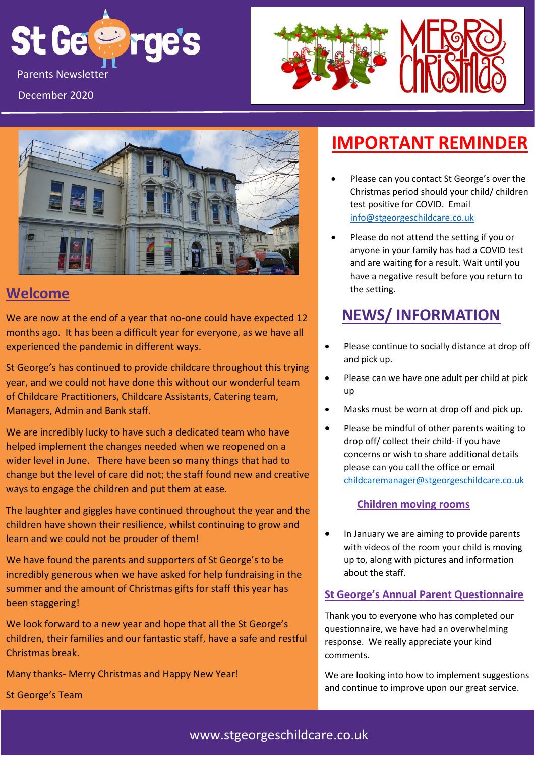# St George's

Parents Newsletter

December 2020

MERRY CHRISTMAS

## Welcome

We are now at the end of a year that no-one could have expected 12 months ago. It has been a difficult year for everyone, as we have all experienced the pandemic in different ways.

St George's has continued to provide childcare throughout this trying year, and we could not have done this without our wonderful team of Childcare Practitioners, Childcare Assistants, Catering team, Managers, Admin and Bank staff.

We are incredibly lucky to have such a dedicated team who have helped implement the changes needed when we reopened on a wider level in June. There have been so many things that had to change but the level of care did not; the staff found new and creative ways to engage the children and put them at ease.

The laughter and giggles have continued throughout the year and the children have shown their resilience, whilst continuing to grow and learn and we could not be prouder of them!

We have found the parents and supporters of St George's to be incredibly generous when we have asked for help fundraising in the summer and the amount of Christmas gifts for staff this year has been staggering!

We look forward to a new year and hope that all the St George's children, their families and our fantastic staff, have a safe and restful Christmas break.

Many thanks- Merry Christmas and Happy New Year!

St George's Team

## IMPORTANT REMINDER

- Please can you contact St George's over the Christmas period should your child/ children test positive for COVID. Email info@stgeorgeschildcare.co.uk
- Please do not attend the setting if you or anyone in your family has had a COVID test and are waiting for a result. Wait until you have a negative result before you return to the setting.

## NEWS/ INFORMATION

- Please continue to socially distance at drop off and pick up.
- Please can we have one adult per child at pick up
- Masks must be worn at drop off and pick up.
- Please be mindful of other parents waiting to drop off/ collect their child- if you have concerns or wish to share additional details please can you call the office or email childcaremanager@stgeorgeschildcare.co.uk

### Children moving rooms

- In January we are aiming to provide parents with videos of the room your child is moving up to, along with pictures and information about the staff.

### St George's Annual Parent Questionnaire

Thank you to everyone who has completed our questionnaire, we have had an overwhelming response. We really appreciate your kind comments.

We are looking into how to implement suggestions and continue to improve upon our great service.

www.stgeorgeschildcare.co.uk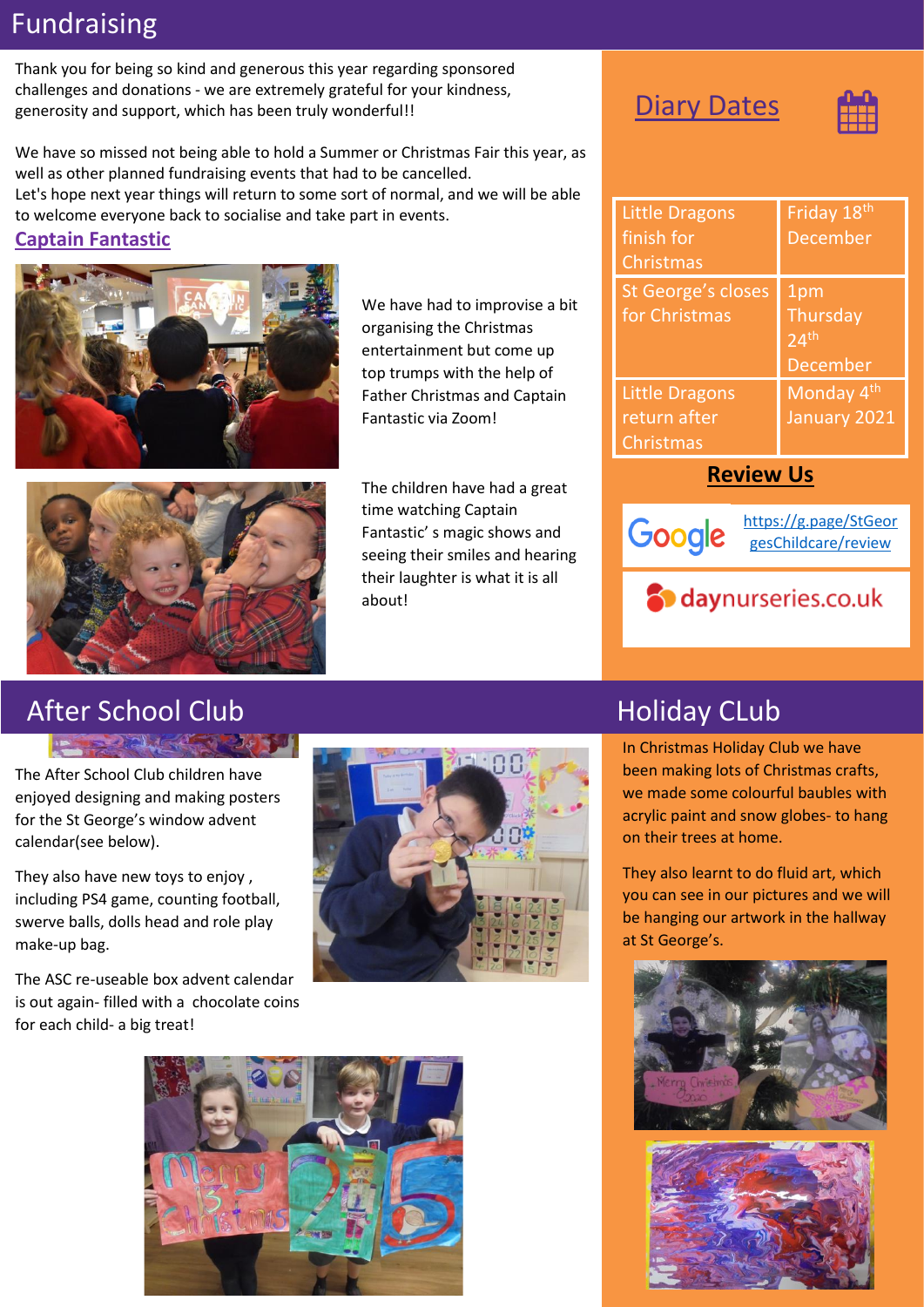# Fundraising

Thank you for being so kind and generous this year regarding sponsored challenges and donations - we are extremely grateful for your kindness, generosity and support, which has been truly wonderful!!

We have so missed not being able to hold a Summer or Christmas Fair this year, as well as other planned fundraising events that had to be cancelled.
Let's hope next year things will return to some sort of normal, and we will be able to welcome everyone back to socialise and take part in events.

## Captain Fantastic

We have had to improvise a bit organising the Christmas entertainment but come up top trumps with the help of Father Christmas and Captain Fantastic via Zoom!

The children have had a great time watching Captain Fantastic' s magic shows and seeing their smiles and hearing their laughter is what it is all about!

## Diary Dates

| | |
|---|---|
| Little Dragons finish for Christmas | Friday 18th December |
| St George's closes for Christmas | 1pm Thursday 24th December |
| Little Dragons return after Christmas | Monday 4th January 2021 |

## Review Us

Google https://g.page/StGeorgesChildcare/review

daynurseries.co.uk

# After School Club

The After School Club children have enjoyed designing and making posters for the St George's window advent calendar(see below).

They also have new toys to enjoy , including PS4 game, counting football, swerve balls, dolls head and role play make-up bag.

The ASC re-useable box advent calendar is out again- filled with a chocolate coins for each child- a big treat!

# Holiday CLub

In Christmas Holiday Club we have been making lots of Christmas crafts, we made some colourful baubles with acrylic paint and snow globes- to hang on their trees at home.

They also learnt to do fluid art, which you can see in our pictures and we will be hanging our artwork in the hallway at St George's.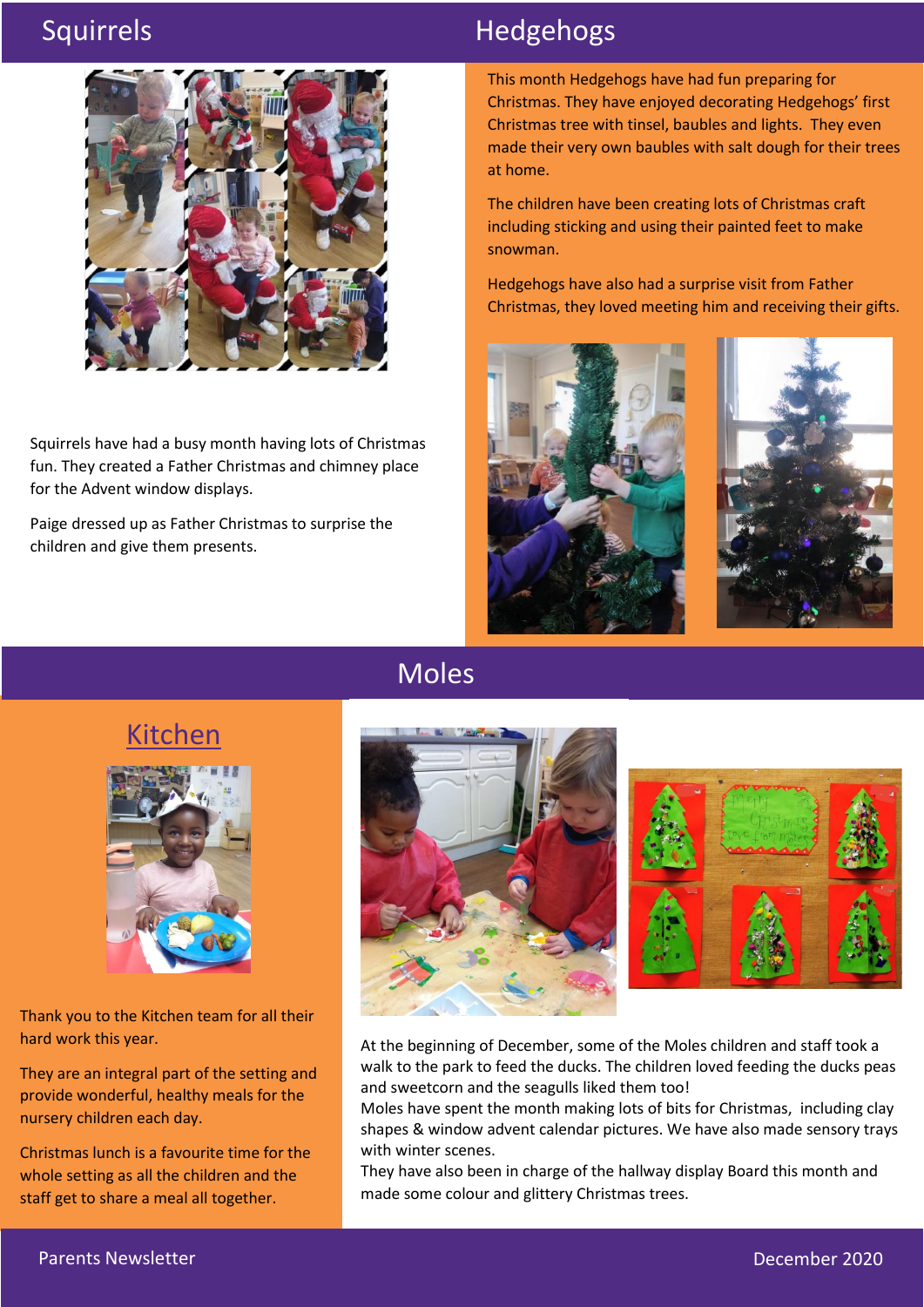## Squirrels

Squirrels have had a busy month having lots of Christmas fun. They created a Father Christmas and chimney place for the Advent window displays.

Paige dressed up as Father Christmas to surprise the children and give them presents.

## Hedgehogs

This month Hedgehogs have had fun preparing for Christmas. They have enjoyed decorating Hedgehogs' first Christmas tree with tinsel, baubles and lights. They even made their very own baubles with salt dough for their trees at home.

The children have been creating lots of Christmas craft including sticking and using their painted feet to make snowman.

Hedgehogs have also had a surprise visit from Father Christmas, they loved meeting him and receiving their gifts.

## Moles

At the beginning of December, some of the Moles children and staff took a walk to the park to feed the ducks. The children loved feeding the ducks peas and sweetcorn and the seagulls liked them too!
Moles have spent the month making lots of bits for Christmas, including clay shapes & window advent calendar pictures. We have also made sensory trays with winter scenes.
They have also been in charge of the hallway display Board this month and made some colour and glittery Christmas trees.

## Kitchen

Thank you to the Kitchen team for all their hard work this year.

They are an integral part of the setting and provide wonderful, healthy meals for the nursery children each day.

Christmas lunch is a favourite time for the whole setting as all the children and the staff get to share a meal all together.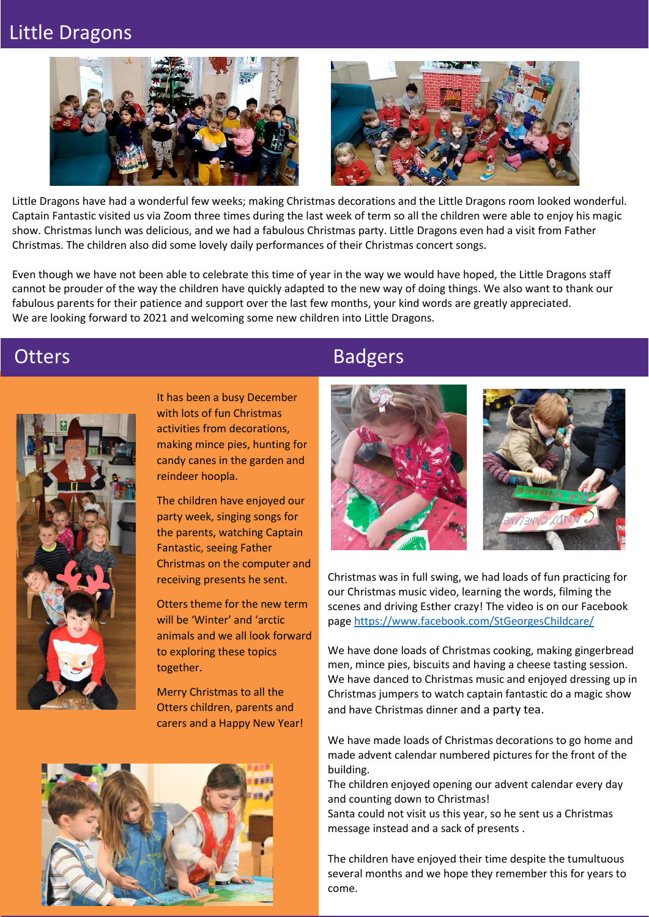# Little Dragons

Little Dragons have had a wonderful few weeks; making Christmas decorations and the Little Dragons room looked wonderful. Captain Fantastic visited us via Zoom three times during the last week of term so all the children were able to enjoy his magic show. Christmas lunch was delicious, and we had a fabulous Christmas party. Little Dragons even had a visit from Father Christmas. The children also did some lovely daily performances of their Christmas concert songs.

Even though we have not been able to celebrate this time of year in the way we would have hoped, the Little Dragons staff cannot be prouder of the way the children have quickly adapted to the new way of doing things. We also want to thank our fabulous parents for their patience and support over the last few months, your kind words are greatly appreciated.
We are looking forward to 2021 and welcoming some new children into Little Dragons.

# Otters

It has been a busy December with lots of fun Christmas activities from decorations, making mince pies, hunting for candy canes in the garden and reindeer hoopla.

The children have enjoyed our party week, singing songs for the parents, watching Captain Fantastic, seeing Father Christmas on the computer and receiving presents he sent.

Otters theme for the new term will be 'Winter' and 'arctic animals and we all look forward to exploring these topics together.

Merry Christmas to all the Otters children, parents and carers and a Happy New Year!

# Badgers

Christmas was in full swing, we had loads of fun practicing for our Christmas music video, learning the words, filming the scenes and driving Esther crazy! The video is on our Facebook page https://www.facebook.com/StGeorgesChildcare/

We have done loads of Christmas cooking, making gingerbread men, mince pies, biscuits and having a cheese tasting session. We have danced to Christmas music and enjoyed dressing up in Christmas jumpers to watch captain fantastic do a magic show and have Christmas dinner and a party tea.

We have made loads of Christmas decorations to go home and made advent calendar numbered pictures for the front of the building.
The children enjoyed opening our advent calendar every day and counting down to Christmas!
Santa could not visit us this year, so he sent us a Christmas message instead and a sack of presents .

The children have enjoyed their time despite the tumultuous several months and we hope they remember this for years to come.